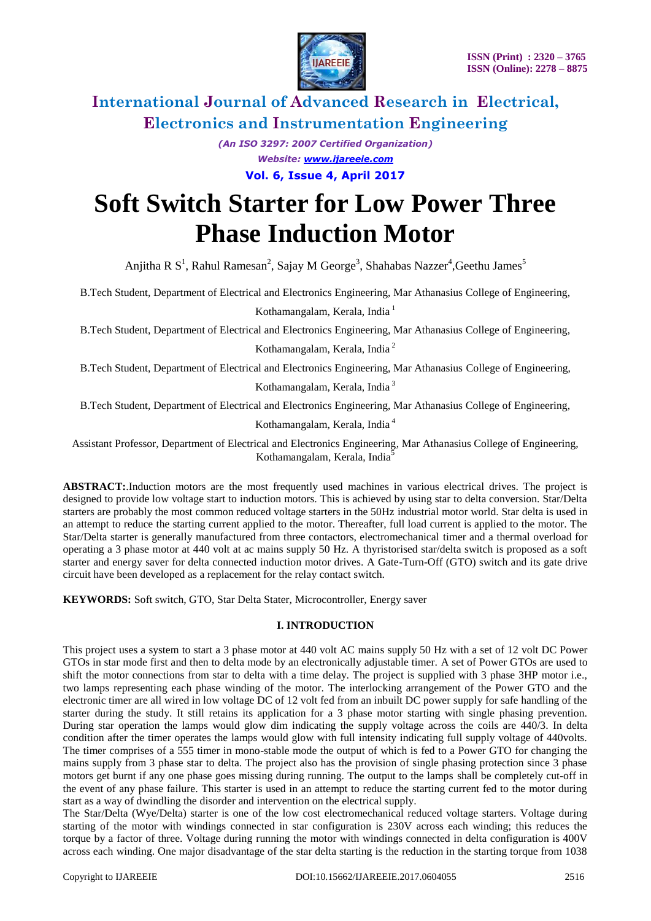# Soft Switch Starter for Low Power Three Phase Induction Motor

Anjitha R S[1], Rahul Ramesan[2], Sajay M George[3], Shahabas Nazzer[4], Geethu James[5]

B.Tech Student, Department of Electrical and Electronics Engineering, Mar Athanasius College of Engineering, Kothamangalam, Kerala, India [1]

B.Tech Student, Department of Electrical and Electronics Engineering, Mar Athanasius College of Engineering, Kothamangalam, Kerala, India [2]

B.Tech Student, Department of Electrical and Electronics Engineering, Mar Athanasius College of Engineering, Kothamangalam, Kerala, India [3]

B.Tech Student, Department of Electrical and Electronics Engineering, Mar Athanasius College of Engineering, Kothamangalam, Kerala, India [4]

Assistant Professor, Department of Electrical and Electronics Engineering, Mar Athanasius College of Engineering, Kothamangalam, Kerala, India [5]

**ABSTRACT:**.Induction motors are the most frequently used machines in various electrical drives. The project is designed to provide low voltage start to induction motors. This is achieved by using star to delta conversion. Star/Delta starters are probably the most common reduced voltage starters in the 50Hz industrial motor world. Star delta is used in an attempt to reduce the starting current applied to the motor. Thereafter, full load current is applied to the motor. The Star/Delta starter is generally manufactured from three contactors, electromechanical timer and a thermal overload for operating a 3 phase motor at 440 volt at ac mains supply 50 Hz. A thyristorised star/delta switch is proposed as a soft starter and energy saver for delta connected induction motor drives. A Gate-Turn-Off (GTO) switch and its gate drive circuit have been developed as a replacement for the relay contact switch.

**KEYWORDS:** Soft switch, GTO, Star Delta Stater, Microcontroller, Energy saver

## I. INTRODUCTION

This project uses a system to start a 3 phase motor at 440 volt AC mains supply 50 Hz with a set of 12 volt DC Power GTOs in star mode first and then to delta mode by an electronically adjustable timer. A set of Power GTOs are used to shift the motor connections from star to delta with a time delay. The project is supplied with 3 phase 3HP motor i.e., two lamps representing each phase winding of the motor. The interlocking arrangement of the Power GTO and the electronic timer are all wired in low voltage DC of 12 volt fed from an inbuilt DC power supply for safe handling of the starter during the study. It still retains its application for a 3 phase motor starting with single phasing prevention. During star operation the lamps would glow dim indicating the supply voltage across the coils are 440/3. In delta condition after the timer operates the lamps would glow with full intensity indicating full supply voltage of 440volts. The timer comprises of a 555 timer in mono-stable mode the output of which is fed to a Power GTO for changing the mains supply from 3 phase star to delta. The project also has the provision of single phasing protection since 3 phase motors get burnt if any one phase goes missing during running. The output to the lamps shall be completely cut-off in the event of any phase failure. This starter is used in an attempt to reduce the starting current fed to the motor during start as a way of dwindling the disorder and intervention on the electrical supply.

The Star/Delta (Wye/Delta) starter is one of the low cost electromechanical reduced voltage starters. Voltage during starting of the motor with windings connected in star configuration is 230V across each winding; this reduces the torque by a factor of three. Voltage during running the motor with windings connected in delta configuration is 400V across each winding. One major disadvantage of the star delta starting is the reduction in the starting torque from 1038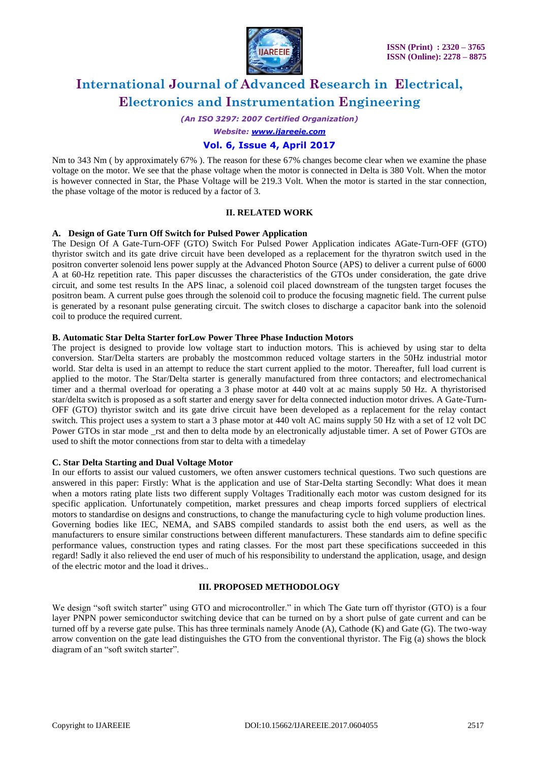Nm to 343 Nm ( by approximately 67% ). The reason for these 67% changes become clear when we examine the phase voltage on the motor. We see that the phase voltage when the motor is connected in Delta is 380 Volt. When the motor is however connected in Star, the Phase Voltage will be 219.3 Volt. When the motor is started in the star connection, the phase voltage of the motor is reduced by a factor of 3.

## II. RELATED WORK

### A. Design of Gate Turn Off Switch for Pulsed Power Application

The Design Of A Gate-Turn-OFF (GTO) Switch For Pulsed Power Application indicates AGate-Turn-OFF (GTO) thyristor switch and its gate drive circuit have been developed as a replacement for the thyratron switch used in the positron converter solenoid lens power supply at the Advanced Photon Source (APS) to deliver a current pulse of 6000 A at 60-Hz repetition rate. This paper discusses the characteristics of the GTOs under consideration, the gate drive circuit, and some test results In the APS linac, a solenoid coil placed downstream of the tungsten target focuses the positron beam. A current pulse goes through the solenoid coil to produce the focusing magnetic field. The current pulse is generated by a resonant pulse generating circuit. The switch closes to discharge a capacitor bank into the solenoid coil to produce the required current.

### B. Automatic Star Delta Starter forLow Power Three Phase Induction Motors

The project is designed to provide low voltage start to induction motors. This is achieved by using star to delta conversion. Star/Delta starters are probably the mostcommon reduced voltage starters in the 50Hz industrial motor world. Star delta is used in an attempt to reduce the start current applied to the motor. Thereafter, full load current is applied to the motor. The Star/Delta starter is generally manufactured from three contactors; and electromechanical timer and a thermal overload for operating a 3 phase motor at 440 volt at ac mains supply 50 Hz. A thyristorised star/delta switch is proposed as a soft starter and energy saver for delta connected induction motor drives. A Gate-Turn-OFF (GTO) thyristor switch and its gate drive circuit have been developed as a replacement for the relay contact switch. This project uses a system to start a 3 phase motor at 440 volt AC mains supply 50 Hz with a set of 12 volt DC Power GTOs in star mode _rst and then to delta mode by an electronically adjustable timer. A set of Power GTOs are used to shift the motor connections from star to delta with a timedelay

### C. Star Delta Starting and Dual Voltage Motor

In our efforts to assist our valued customers, we often answer customers technical questions. Two such questions are answered in this paper: Firstly: What is the application and use of Star-Delta starting Secondly: What does it mean when a motors rating plate lists two different supply Voltages Traditionally each motor was custom designed for its specific application. Unfortunately competition, market pressures and cheap imports forced suppliers of electrical motors to standardise on designs and constructions, to change the manufacturing cycle to high volume production lines. Governing bodies like IEC, NEMA, and SABS compiled standards to assist both the end users, as well as the manufacturers to ensure similar constructions between different manufacturers. These standards aim to define specific performance values, construction types and rating classes. For the most part these specifications succeeded in this regard! Sadly it also relieved the end user of much of his responsibility to understand the application, usage, and design of the electric motor and the load it drives..

## III. PROPOSED METHODOLOGY

We design "soft switch starter" using GTO and microcontroller." in which The Gate turn off thyristor (GTO) is a four layer PNPN power semiconductor switching device that can be turned on by a short pulse of gate current and can be turned off by a reverse gate pulse. This has three terminals namely Anode (A), Cathode (K) and Gate (G). The two-way arrow convention on the gate lead distinguishes the GTO from the conventional thyristor. The Fig (a) shows the block diagram of an "soft switch starter".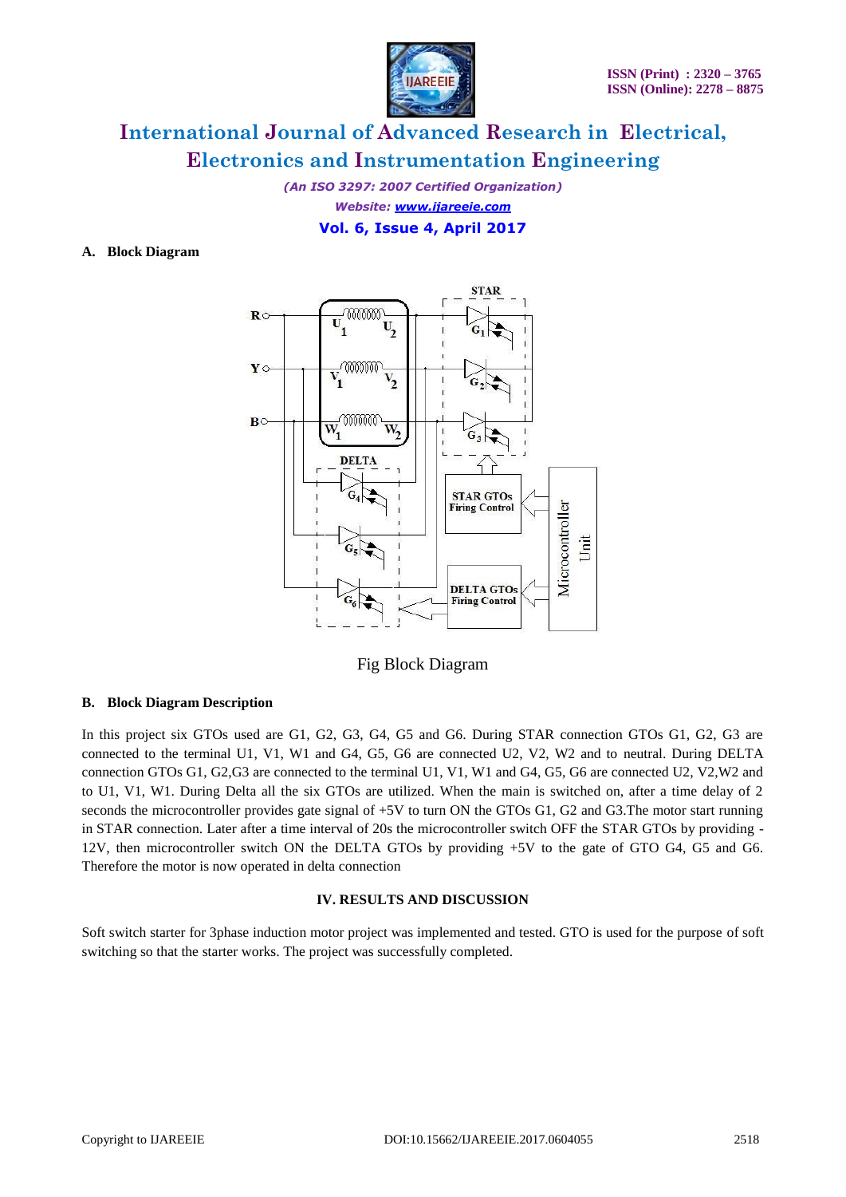### A. Block Diagram

Fig Block Diagram

### B. Block Diagram Description

In this project six GTOs used are G1, G2, G3, G4, G5 and G6. During STAR connection GTOs G1, G2, G3 are connected to the terminal U1, V1, W1 and G4, G5, G6 are connected U2, V2, W2 and to neutral. During DELTA connection GTOs G1, G2,G3 are connected to the terminal U1, V1, W1 and G4, G5, G6 are connected U2, V2,W2 and to U1, V1, W1. During Delta all the six GTOs are utilized. When the main is switched on, after a time delay of 2 seconds the microcontroller provides gate signal of +5V to turn ON the GTOs G1, G2 and G3.The motor start running in STAR connection. Later after a time interval of 20s the microcontroller switch OFF the STAR GTOs by providing -12V, then microcontroller switch ON the DELTA GTOs by providing +5V to the gate of GTO G4, G5 and G6. Therefore the motor is now operated in delta connection

## IV. RESULTS AND DISCUSSION

Soft switch starter for 3phase induction motor project was implemented and tested. GTO is used for the purpose of soft switching so that the starter works. The project was successfully completed.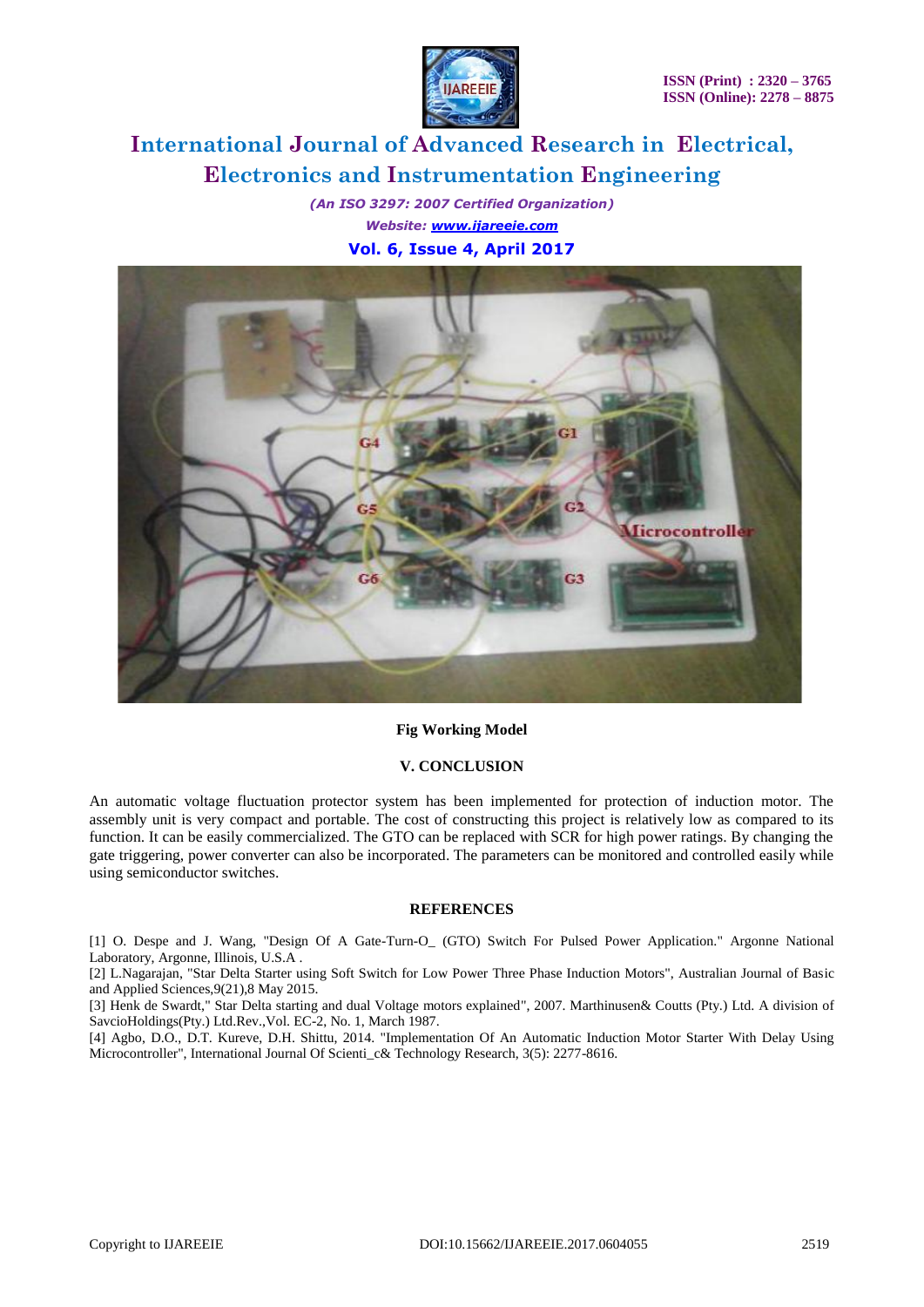Fig Working Model

## V. CONCLUSION

An automatic voltage fluctuation protector system has been implemented for protection of induction motor. The assembly unit is very compact and portable. The cost of constructing this project is relatively low as compared to its function. It can be easily commercialized. The GTO can be replaced with SCR for high power ratings. By changing the gate triggering, power converter can also be incorporated. The parameters can be monitored and controlled easily while using semiconductor switches.

## REFERENCES

[1] O. Despe and J. Wang, "Design Of A Gate-Turn-O_ (GTO) Switch For Pulsed Power Application." Argonne National Laboratory, Argonne, Illinois, U.S.A .

[2] L.Nagarajan, "Star Delta Starter using Soft Switch for Low Power Three Phase Induction Motors", Australian Journal of Basic and Applied Sciences,9(21),8 May 2015.

[3] Henk de Swardt," Star Delta starting and dual Voltage motors explained", 2007. Marthinusen& Coutts (Pty.) Ltd. A division of SavcioHoldings(Pty.) Ltd.Rev.,Vol. EC-2, No. 1, March 1987.

[4] Agbo, D.O., D.T. Kureve, D.H. Shittu, 2014. "Implementation Of An Automatic Induction Motor Starter With Delay Using Microcontroller", International Journal Of Scienti_c& Technology Research, 3(5): 2277-8616.